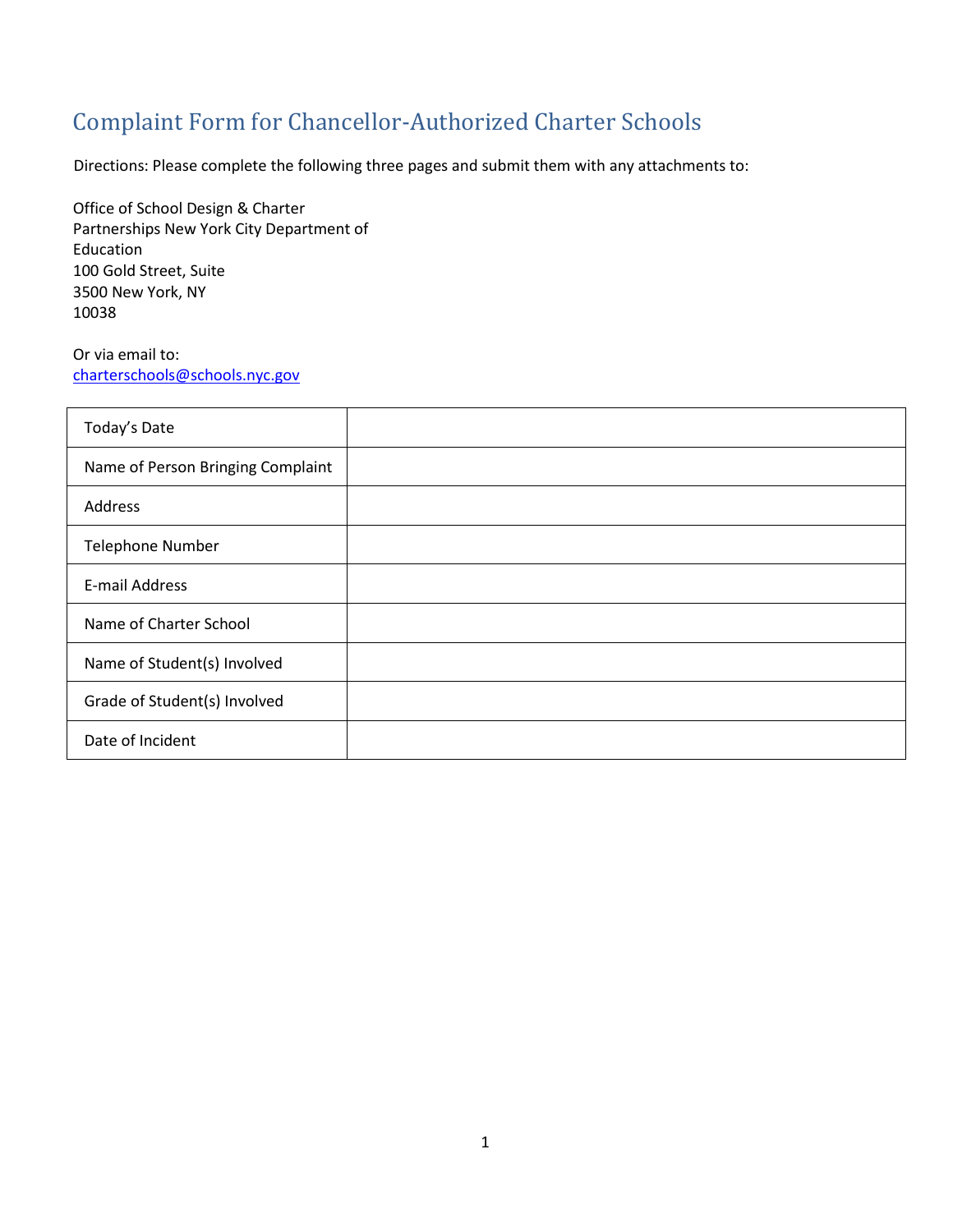# Complaint Form for Chancellor-Authorized Charter Schools

Directions: Please complete the following three pages and submit them with any attachments to:

Office of School Design & Charter
Partnerships New York City Department of
Education
100 Gold Street, Suite
3500 New York, NY
10038

Or via email to:
charterschools@schools.nyc.gov

| | |
|---|---|
| Today's Date | |
| Name of Person Bringing Complaint | |
| Address | |
| Telephone Number | |
| E-mail Address | |
| Name of Charter School | |
| Name of Student(s) Involved | |
| Grade of Student(s) Involved | |
| Date of Incident | |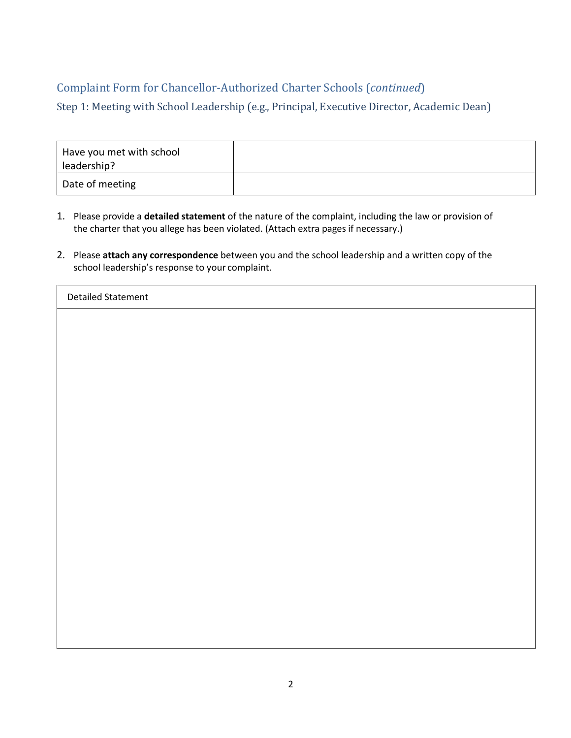## Complaint Form for Chancellor-Authorized Charter Schools (*continued*)

### Step 1: Meeting with School Leadership (e.g., Principal, Executive Director, Academic Dean)

| Have you met with school leadership? | |
|---|---|
| Date of meeting | |

1. Please provide a **detailed statement** of the nature of the complaint, including the law or provision of the charter that you allege has been violated. (Attach extra pages if necessary.)

2. Please **attach any correspondence** between you and the school leadership and a written copy of the school leadership's response to your complaint.

| Detailed Statement |
|---|
| |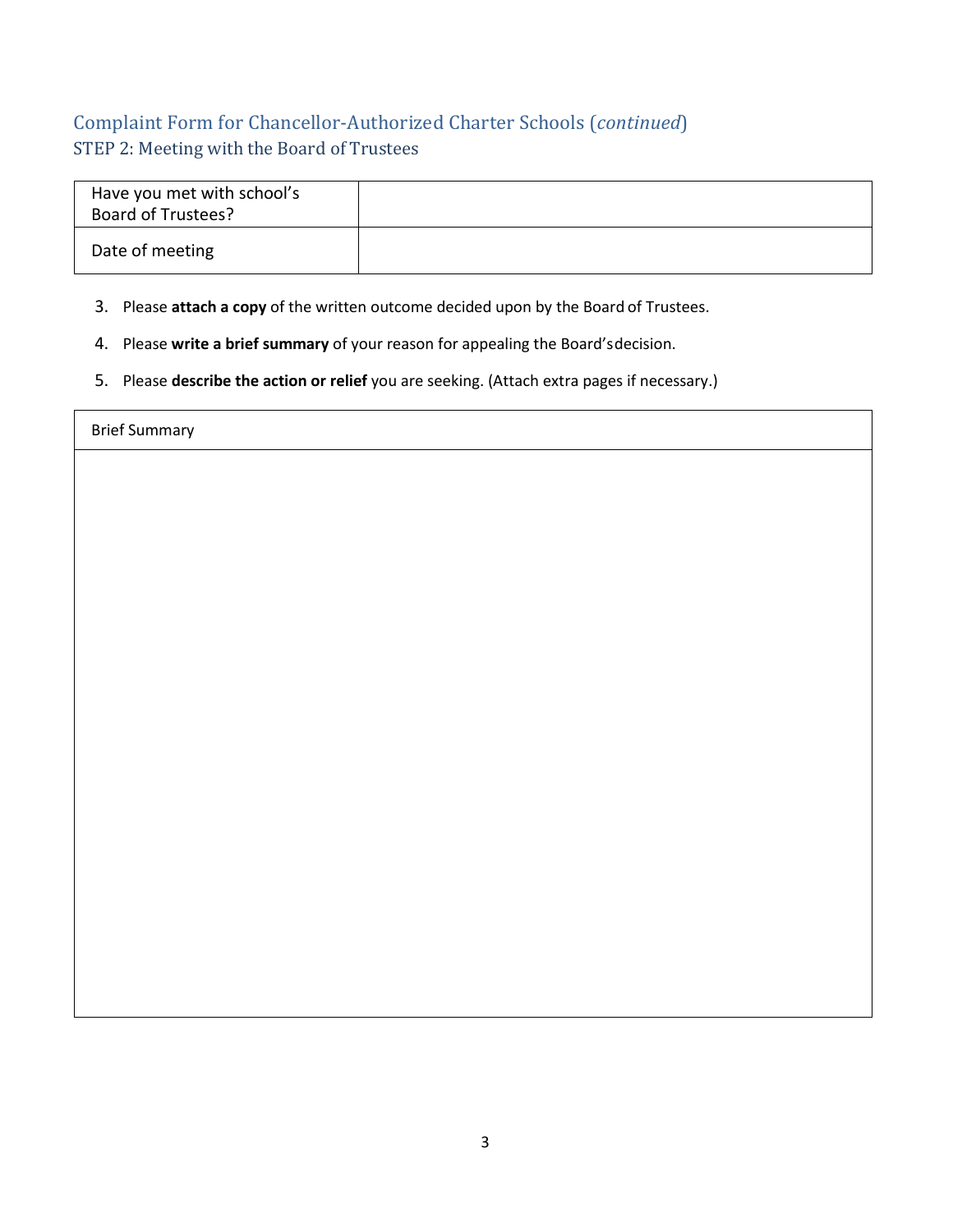## Complaint Form for Chancellor-Authorized Charter Schools (*continued*)

### STEP 2: Meeting with the Board of Trustees

| | |
|---|---|
| Have you met with school's Board of Trustees? | |
| Date of meeting | |

3. Please **attach a copy** of the written outcome decided upon by the Board of Trustees.
4. Please **write a brief summary** of your reason for appealing the Board's decision.
5. Please **describe the action or relief** you are seeking. (Attach extra pages if necessary.)

| Brief Summary |
|---|
| |